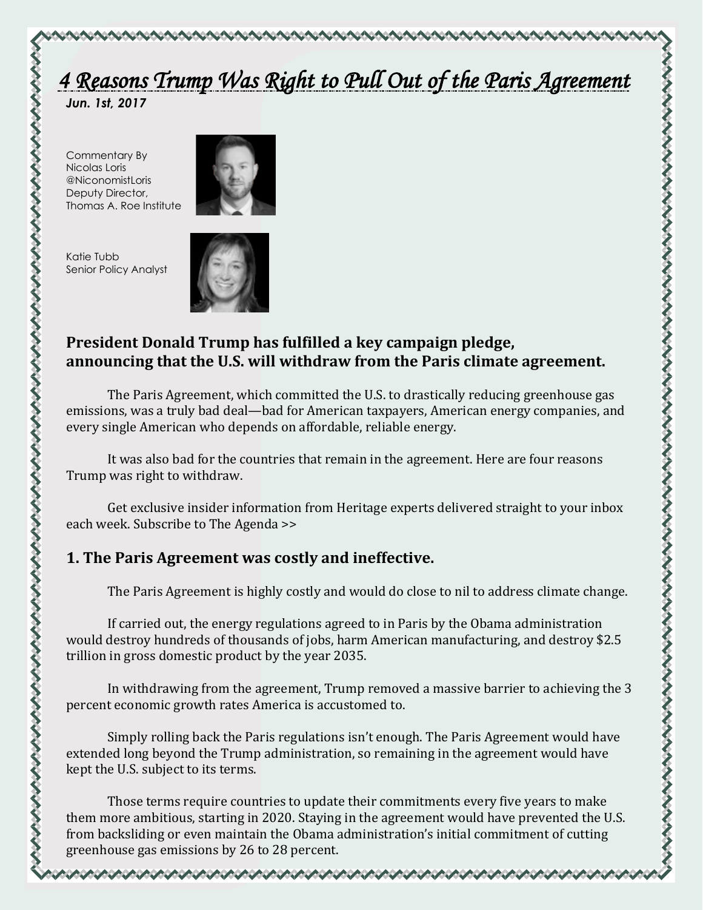# *4 Reasons Trump Was Right to Pull Out of the Paris Agreement*

***Jun. 1st, 2017***

Commentary By
Nicolas Loris
@NiconomistLoris
Deputy Director,
Thomas A. Roe Institute

Katie Tubb
Senior Policy Analyst

## President Donald Trump has fulfilled a key campaign pledge, announcing that the U.S. will withdraw from the Paris climate agreement.

The Paris Agreement, which committed the U.S. to drastically reducing greenhouse gas emissions, was a truly bad deal—bad for American taxpayers, American energy companies, and every single American who depends on affordable, reliable energy.

It was also bad for the countries that remain in the agreement. Here are four reasons Trump was right to withdraw.

Get exclusive insider information from Heritage experts delivered straight to your inbox each week. Subscribe to The Agenda >>

### 1. The Paris Agreement was costly and ineffective.

The Paris Agreement is highly costly and would do close to nil to address climate change.

If carried out, the energy regulations agreed to in Paris by the Obama administration would destroy hundreds of thousands of jobs, harm American manufacturing, and destroy $2.5 trillion in gross domestic product by the year 2035.

In withdrawing from the agreement, Trump removed a massive barrier to achieving the 3 percent economic growth rates America is accustomed to.

Simply rolling back the Paris regulations isn't enough. The Paris Agreement would have extended long beyond the Trump administration, so remaining in the agreement would have kept the U.S. subject to its terms.

Those terms require countries to update their commitments every five years to make them more ambitious, starting in 2020. Staying in the agreement would have prevented the U.S. from backsliding or even maintain the Obama administration's initial commitment of cutting greenhouse gas emissions by 26 to 28 percent.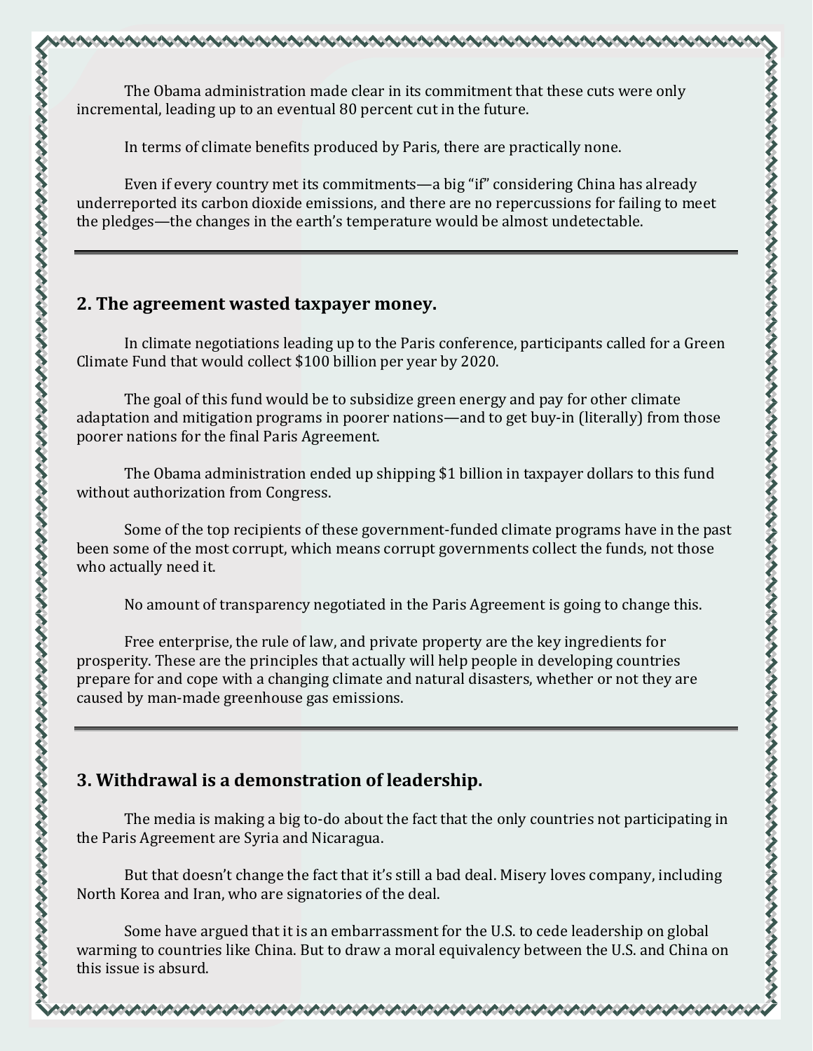The Obama administration made clear in its commitment that these cuts were only incremental, leading up to an eventual 80 percent cut in the future.

In terms of climate benefits produced by Paris, there are practically none.

Even if every country met its commitments—a big "if" considering China has already underreported its carbon dioxide emissions, and there are no repercussions for failing to meet the pledges—the changes in the earth's temperature would be almost undetectable.

---

## 2. The agreement wasted taxpayer money.

In climate negotiations leading up to the Paris conference, participants called for a Green Climate Fund that would collect $100 billion per year by 2020.

The goal of this fund would be to subsidize green energy and pay for other climate adaptation and mitigation programs in poorer nations—and to get buy-in (literally) from those poorer nations for the final Paris Agreement.

The Obama administration ended up shipping $1 billion in taxpayer dollars to this fund without authorization from Congress.

Some of the top recipients of these government-funded climate programs have in the past been some of the most corrupt, which means corrupt governments collect the funds, not those who actually need it.

No amount of transparency negotiated in the Paris Agreement is going to change this.

Free enterprise, the rule of law, and private property are the key ingredients for prosperity. These are the principles that actually will help people in developing countries prepare for and cope with a changing climate and natural disasters, whether or not they are caused by man-made greenhouse gas emissions.

---

## 3. Withdrawal is a demonstration of leadership.

The media is making a big to-do about the fact that the only countries not participating in the Paris Agreement are Syria and Nicaragua.

But that doesn't change the fact that it's still a bad deal. Misery loves company, including North Korea and Iran, who are signatories of the deal.

Some have argued that it is an embarrassment for the U.S. to cede leadership on global warming to countries like China. But to draw a moral equivalency between the U.S. and China on this issue is absurd.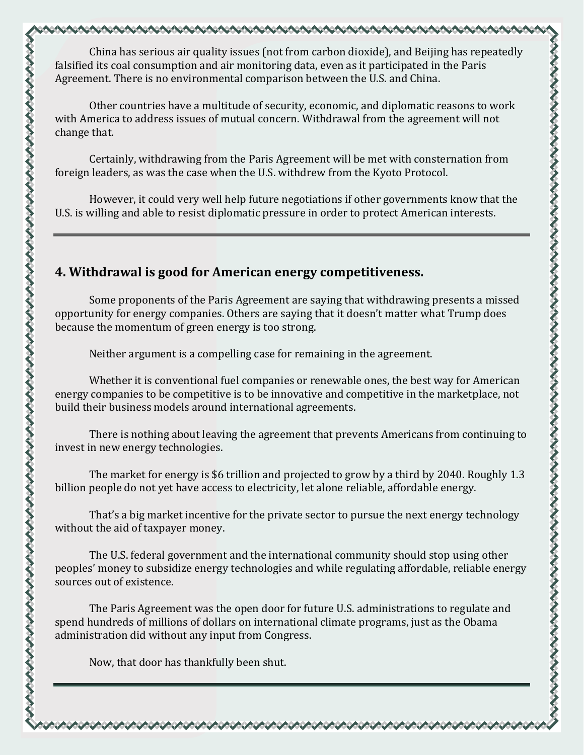China has serious air quality issues (not from carbon dioxide), and Beijing has repeatedly falsified its coal consumption and air monitoring data, even as it participated in the Paris Agreement. There is no environmental comparison between the U.S. and China.

Other countries have a multitude of security, economic, and diplomatic reasons to work with America to address issues of mutual concern. Withdrawal from the agreement will not change that.

Certainly, withdrawing from the Paris Agreement will be met with consternation from foreign leaders, as was the case when the U.S. withdrew from the Kyoto Protocol.

However, it could very well help future negotiations if other governments know that the U.S. is willing and able to resist diplomatic pressure in order to protect American interests.

---

### 4. Withdrawal is good for American energy competitiveness.

Some proponents of the Paris Agreement are saying that withdrawing presents a missed opportunity for energy companies. Others are saying that it doesn't matter what Trump does because the momentum of green energy is too strong.

Neither argument is a compelling case for remaining in the agreement.

Whether it is conventional fuel companies or renewable ones, the best way for American energy companies to be competitive is to be innovative and competitive in the marketplace, not build their business models around international agreements.

There is nothing about leaving the agreement that prevents Americans from continuing to invest in new energy technologies.

The market for energy is $6 trillion and projected to grow by a third by 2040. Roughly 1.3 billion people do not yet have access to electricity, let alone reliable, affordable energy.

That's a big market incentive for the private sector to pursue the next energy technology without the aid of taxpayer money.

The U.S. federal government and the international community should stop using other peoples' money to subsidize energy technologies and while regulating affordable, reliable energy sources out of existence.

The Paris Agreement was the open door for future U.S. administrations to regulate and spend hundreds of millions of dollars on international climate programs, just as the Obama administration did without any input from Congress.

Now, that door has thankfully been shut.

---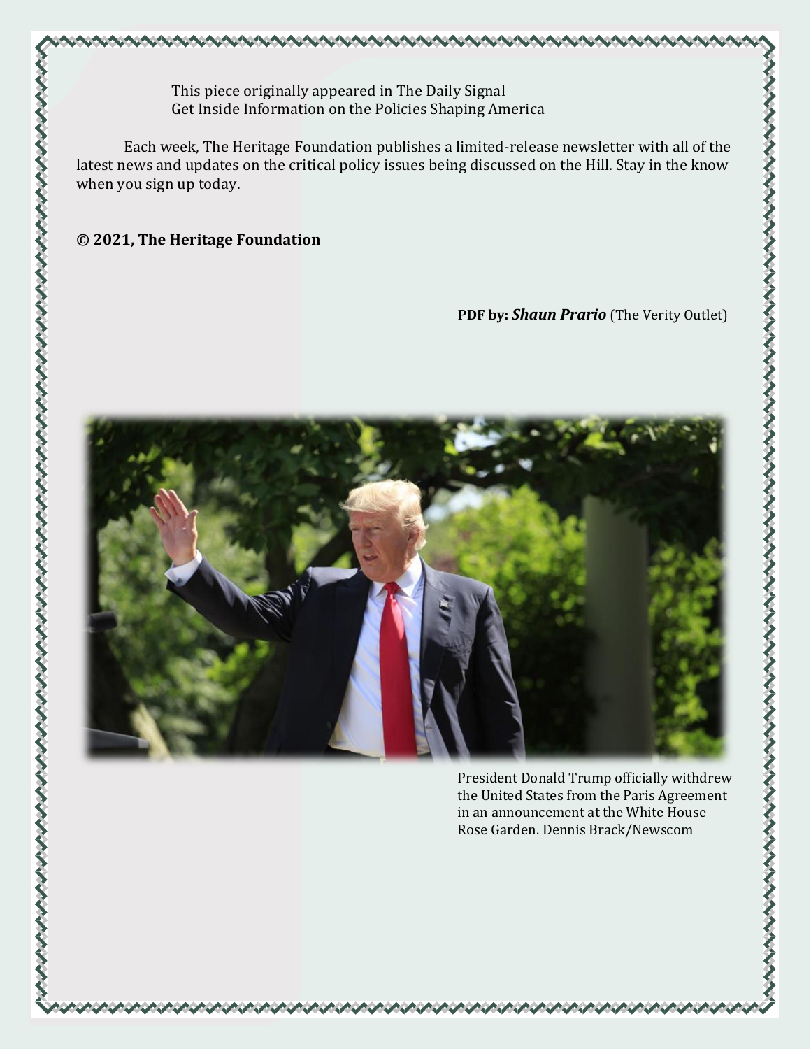This piece originally appeared in The Daily Signal
Get Inside Information on the Policies Shaping America

Each week, The Heritage Foundation publishes a limited-release newsletter with all of the latest news and updates on the critical policy issues being discussed on the Hill. Stay in the know when you sign up today.

**© 2021, The Heritage Foundation**

**PDF by:** ***Shaun Prario*** (The Verity Outlet)

President Donald Trump officially withdrew the United States from the Paris Agreement in an announcement at the White House Rose Garden. Dennis Brack/Newscom